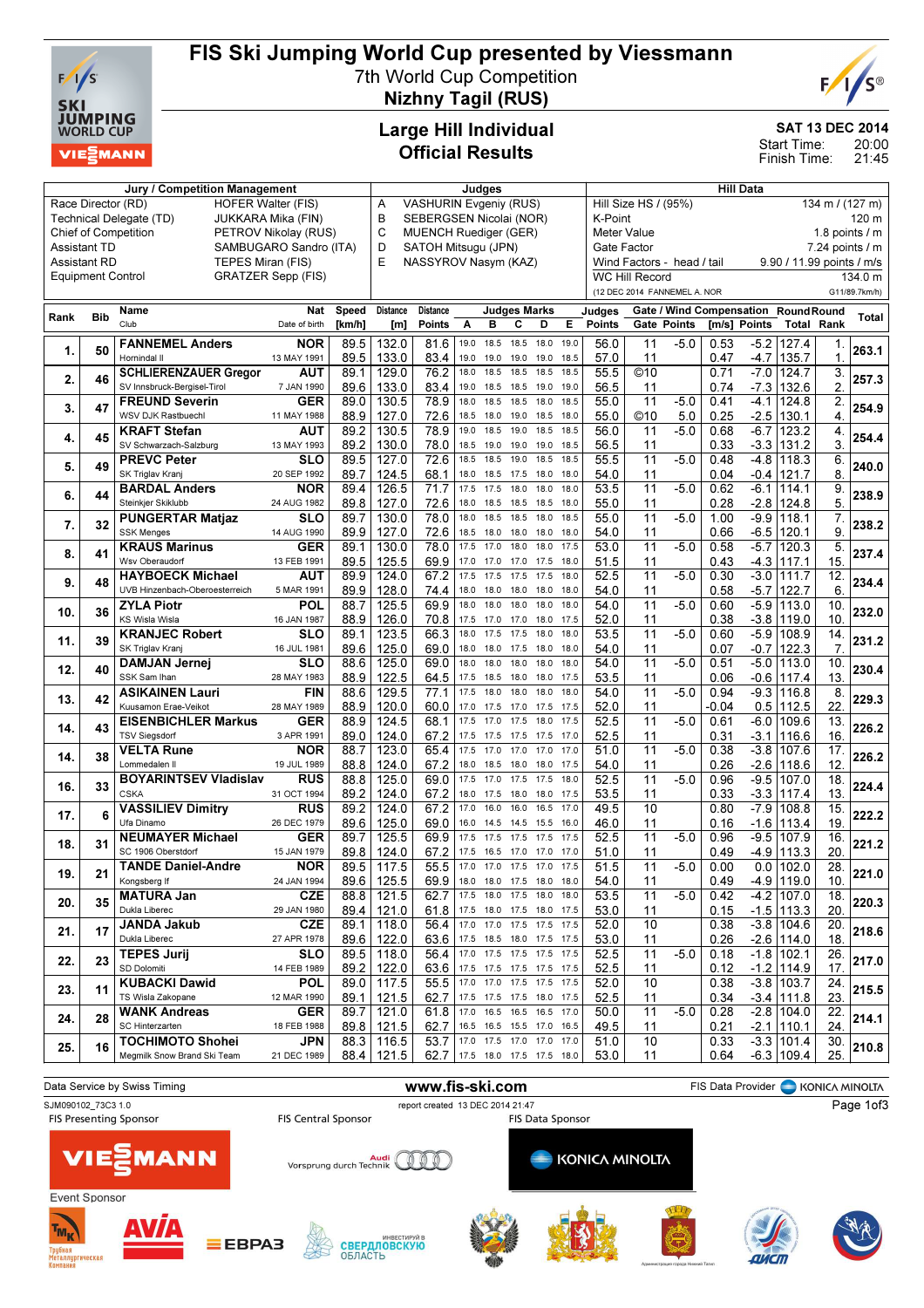# FIS Ski Jumping World Cup presented by Viessmann

7th World Cup Competition
**Nizhny Tagil (RUS)**

## Large Hill Individual
## Official Results

**SAT 13 DEC 2014**
Start Time: 20:00
Finish Time: 21:45

| Jury / Competition Management | | Judges | | Hill Data | |
|---|---|---|---|---|---|
| Race Director (RD) | HOFER Walter (FIS) | A | VASHURIN Evgeniy (RUS) | Hill Size HS / (95%) | 134 m / (127 m) |
| Technical Delegate (TD) | JUKKARA Mika (FIN) | B | SEBERGSEN Nicolai (NOR) | K-Point | 120 m |
| Chief of Competition | PETROV Nikolay (RUS) | C | MUENCH Ruediger (GER) | Meter Value | 1.8 points / m |
| Assistant TD | SAMBUGARO Sandro (ITA) | D | SATOH Mitsugu (JPN) | Gate Factor | 7.24 points / m |
| Assistant RD | TEPES Miran (FIS) | E | NASSYROV Nasym (KAZ) | Wind Factors - head / tail | 9.90 / 11.99 points / m/s |
| Equipment Control | GRATZER Sepp (FIS) | | | WC Hill Record | 134.0 m |
| | | | | (12 DEC 2014 FANNEMEL A. NOR | G11/89.7km/h) |

| Rank | Bib | Name / Club | Nat / Date of birth | Speed [km/h] | Distance [m] | Distance Points | A | B | C | D | E | Judges Points | Gate | Gate Points | Wind [m/s] | Wind Points | Round Total | Round Rank | Total |
|---|---|---|---|---|---|---|---|---|---|---|---|---|---|---|---|---|---|---|---|
| 1. | 50 | FANNEMEL Anders | NOR | 89.5 | 132.0 | 81.6 | 19.0 | 18.5 | 18.5 | 18.0 | 19.0 | 56.0 | 11 | -5.0 | 0.53 | -5.2 | 127.4 | 1. | 263.1 |
| | | Hornindal Il | 13 MAY 1991 | 89.5 | 133.0 | 83.4 | 19.0 | 19.0 | 19.0 | 19.0 | 18.5 | 57.0 | 11 | | 0.47 | -4.7 | 135.7 | 1. | |
| 2. | 46 | SCHLIERENZAUER Gregor | AUT | 89.1 | 129.0 | 76.2 | 18.0 | 18.5 | 18.5 | 18.5 | 18.5 | 55.5 | ©10 | | 0.71 | -7.0 | 124.7 | 3. | 257.3 |
| | | SV Innsbruck-Bergisel-Tirol | 7 JAN 1990 | 89.6 | 133.0 | 83.4 | 19.0 | 18.5 | 18.5 | 19.0 | 19.0 | 56.5 | 11 | | 0.74 | -7.3 | 132.6 | 2. | |
| 3. | 47 | FREUND Severin | GER | 89.0 | 130.5 | 78.9 | 18.0 | 18.5 | 18.5 | 18.0 | 18.5 | 55.0 | 11 | -5.0 | 0.41 | -4.1 | 124.8 | 2. | 254.9 |
| | | WSV DJK Rastbuechl | 11 MAY 1988 | 88.9 | 127.0 | 72.6 | 18.5 | 18.0 | 19.0 | 18.5 | 18.0 | 55.0 | ©10 | 5.0 | 0.25 | -2.5 | 130.1 | 4. | |
| 4. | 45 | KRAFT Stefan | AUT | 89.2 | 130.5 | 78.9 | 19.0 | 18.5 | 19.0 | 18.5 | 18.5 | 56.0 | 11 | -5.0 | 0.68 | -6.7 | 123.2 | 4. | 254.4 |
| | | SV Schwarzach-Salzburg | 13 MAY 1993 | 89.2 | 130.0 | 78.0 | 18.5 | 19.0 | 19.0 | 19.0 | 18.5 | 56.5 | 11 | | 0.33 | -3.3 | 131.2 | 3. | |
| 5. | 49 | PREVC Peter | SLO | 89.5 | 127.0 | 72.6 | 18.5 | 18.5 | 19.0 | 18.5 | 18.5 | 55.5 | 11 | -5.0 | 0.48 | -4.8 | 118.3 | 6. | 240.0 |
| | | SK Triglav Kranj | 20 SEP 1992 | 89.7 | 124.5 | 68.1 | 18.0 | 18.5 | 17.5 | 18.0 | 17.5 | 54.0 | 11 | | 0.04 | -0.4 | 121.7 | 8. | |
| 6. | 44 | BARDAL Anders | NOR | 89.4 | 126.5 | 71.7 | 17.5 | 17.5 | 18.0 | 18.0 | 18.0 | 53.5 | 11 | -5.0 | 0.62 | -6.1 | 114.1 | 9. | 238.9 |
| | | Steinkjer Skiklubb | 24 AUG 1982 | 89.8 | 127.0 | 72.6 | 18.0 | 18.5 | 18.5 | 18.5 | 18.0 | 55.0 | 11 | | 0.28 | -2.8 | 124.8 | 5. | |
| 7. | 32 | PUNGERTAR Matjaz | SLO | 89.7 | 130.0 | 78.0 | 18.0 | 18.5 | 18.5 | 18.5 | 18.0 | 55.0 | 11 | -5.0 | 1.00 | -9.9 | 118.1 | 7. | 238.2 |
| | | SSK Menges | 14 AUG 1990 | 89.9 | 127.0 | 72.6 | 18.5 | 18.0 | 18.0 | 18.0 | 18.0 | 54.0 | 11 | | 0.66 | -6.5 | 120.1 | 9. | |
| 8. | 41 | KRAUS Marinus | GER | 89.1 | 130.0 | 78.0 | 17.5 | 17.0 | 18.0 | 18.0 | 17.5 | 53.0 | 11 | -5.0 | 0.58 | -5.7 | 120.3 | 5. | 237.4 |
| | | Wsv Oberaudorf | 13 FEB 1991 | 89.5 | 125.5 | 69.9 | 17.0 | 17.0 | 17.0 | 17.5 | 18.0 | 51.5 | 11 | | 0.43 | -4.3 | 117.1 | 15. | |
| 9. | 48 | HAYBOECK Michael | AUT | 89.9 | 124.0 | 67.2 | 17.5 | 17.5 | 17.5 | 17.5 | 18.0 | 52.5 | 11 | -5.0 | 0.30 | -3.0 | 111.7 | 12. | 234.4 |
| | | UVB Hinzenbach-Oberoesterreich | 5 MAR 1991 | 89.9 | 128.0 | 74.4 | 18.0 | 18.0 | 18.0 | 18.0 | 18.0 | 54.0 | 11 | | 0.58 | -5.7 | 122.7 | 6. | |
| 10. | 36 | ZYLA Piotr | POL | 88.7 | 125.5 | 69.9 | 18.0 | 18.0 | 18.0 | 18.0 | 18.0 | 54.0 | 11 | -5.0 | 0.60 | -5.9 | 113.0 | 10. | 232.0 |
| | | KS Wisla Wisla | 16 JAN 1987 | 88.9 | 126.0 | 70.8 | 17.5 | 17.0 | 17.0 | 18.0 | 17.5 | 52.0 | 11 | | 0.38 | -3.8 | 119.0 | 10. | |
| 11. | 39 | KRANJEC Robert | SLO | 89.1 | 123.5 | 66.3 | 18.0 | 17.5 | 17.5 | 18.0 | 18.0 | 53.5 | 11 | -5.0 | 0.60 | -5.9 | 108.9 | 14. | 231.2 |
| | | SK Triglav Kranj | 16 JUL 1981 | 89.6 | 125.0 | 69.0 | 18.0 | 18.0 | 17.5 | 18.0 | 18.0 | 54.0 | 11 | | 0.07 | -0.7 | 122.3 | 7. | |
| 12. | 40 | DAMJAN Jernej | SLO | 88.6 | 125.0 | 69.0 | 18.0 | 18.0 | 18.0 | 18.0 | 18.0 | 54.0 | 11 | -5.0 | 0.51 | -5.0 | 113.0 | 10. | 230.4 |
| | | SSK Sam Ihan | 28 MAY 1983 | 88.9 | 122.5 | 64.5 | 17.5 | 18.5 | 18.0 | 18.0 | 17.5 | 53.5 | 11 | | 0.06 | -0.6 | 117.4 | 13. | |
| 13. | 42 | ASIKAINEN Lauri | FIN | 88.6 | 129.5 | 77.1 | 17.5 | 18.0 | 18.0 | 18.0 | 18.0 | 54.0 | 11 | -5.0 | 0.94 | -9.3 | 116.8 | 8. | 229.3 |
| | | Kuusamon Erae-Veikot | 28 MAY 1989 | 88.9 | 120.0 | 60.0 | 17.0 | 17.5 | 17.0 | 17.5 | 17.5 | 52.0 | 11 | | -0.04 | 0.5 | 112.5 | 22. | |
| 14. | 43 | EISENBICHLER Markus | GER | 88.9 | 124.5 | 68.1 | 17.5 | 17.0 | 17.5 | 18.0 | 17.5 | 52.5 | 11 | -5.0 | 0.61 | -6.0 | 109.6 | 13. | 226.2 |
| | | TSV Siegsdorf | 3 APR 1991 | 89.0 | 124.0 | 67.2 | 17.5 | 17.5 | 17.5 | 17.5 | 17.5 | 52.5 | 11 | | 0.31 | -3.1 | 116.6 | 16. | |
| 14. | 38 | VELTA Rune | NOR | 88.7 | 123.0 | 65.4 | 17.5 | 17.0 | 17.0 | 17.0 | 17.0 | 51.0 | 11 | -5.0 | 0.38 | -3.8 | 107.6 | 17. | 226.2 |
| | | Lommedalen Il | 19 JUL 1989 | 88.8 | 124.0 | 67.2 | 18.0 | 18.5 | 18.0 | 18.0 | 18.0 | 54.0 | 11 | | 0.26 | -2.6 | 118.6 | 12. | |
| 16. | 33 | BOYARINTSEV Vladislav | RUS | 88.8 | 125.0 | 69.0 | 17.5 | 17.0 | 17.5 | 17.5 | 18.0 | 52.5 | 11 | -5.0 | 0.96 | -9.5 | 107.0 | 18. | 224.4 |
| | | CSKA | 31 OCT 1994 | 89.2 | 124.0 | 67.2 | 18.0 | 17.5 | 18.0 | 18.0 | 17.5 | 53.5 | 11 | | 0.33 | -3.3 | 117.4 | 13. | |
| 17. | 6 | VASSILIEV Dimitry | RUS | 89.2 | 124.0 | 67.2 | 17.0 | 16.0 | 16.0 | 16.5 | 17.0 | 49.5 | 10 | | 0.80 | -7.9 | 108.8 | 15. | 222.2 |
| | | Ufa Dinamo | 26 DEC 1979 | 89.6 | 125.0 | 69.0 | 16.0 | 14.5 | 14.5 | 15.5 | 16.0 | 46.0 | 11 | | 0.16 | -1.6 | 113.4 | 19. | |
| 18. | 31 | NEUMAYER Michael | GER | 89.7 | 125.5 | 69.9 | 17.5 | 17.5 | 17.5 | 17.5 | 17.5 | 52.5 | 11 | -5.0 | 0.96 | -9.5 | 107.9 | 16. | 221.2 |
| | | SC 1906 Oberstdorf | 15 JAN 1979 | 89.8 | 124.0 | 67.2 | 17.5 | 16.5 | 17.0 | 17.0 | 17.0 | 51.0 | 11 | | 0.49 | -4.9 | 113.3 | 20. | |
| 19. | 21 | TANDE Daniel-Andre | NOR | 89.5 | 117.5 | 55.5 | 17.0 | 17.0 | 17.5 | 17.0 | 17.5 | 51.5 | 11 | -5.0 | 0.00 | 0.0 | 102.0 | 28. | 221.0 |
| | | Kongsberg If | 24 JAN 1994 | 89.6 | 125.5 | 69.9 | 18.0 | 18.0 | 18.0 | 18.0 | 18.0 | 54.0 | 11 | | 0.49 | -4.9 | 119.0 | 10. | |
| 20. | 35 | MATURA Jan | CZE | 88.8 | 121.5 | 62.7 | 17.5 | 18.0 | 17.5 | 18.0 | 18.0 | 53.5 | 11 | -5.0 | 0.42 | -4.2 | 107.0 | 18. | 220.3 |
| | | Dukla Liberec | 29 JAN 1980 | 89.4 | 121.0 | 61.8 | 17.5 | 17.5 | 17.5 | 18.0 | 18.0 | 53.0 | 11 | | 0.15 | -1.5 | 113.3 | 20. | |
| 21. | 17 | JANDA Jakub | CZE | 89.1 | 118.0 | 56.4 | 17.0 | 17.0 | 17.5 | 17.5 | 17.5 | 52.0 | 10 | | 0.38 | -3.8 | 104.6 | 20. | 218.6 |
| | | Dukla Liberec | 27 APR 1978 | 89.6 | 122.0 | 63.6 | 17.5 | 18.5 | 18.0 | 17.5 | 17.5 | 53.0 | 11 | | 0.26 | -2.6 | 114.0 | 18. | |
| 22. | 23 | TEPES Jurij | SLO | 89.5 | 118.0 | 56.4 | 17.0 | 17.5 | 17.5 | 17.5 | 17.5 | 52.5 | 11 | -5.0 | 0.18 | -1.8 | 102.1 | 27. | 217.0 |
| | | SD Dolomiti | 14 FEB 1989 | 89.2 | 122.0 | 63.6 | 17.5 | 17.5 | 17.5 | 17.5 | 17.5 | 52.5 | 11 | | 0.12 | -1.2 | 114.9 | 17. | |
| 23. | 11 | KUBACKI Dawid | POL | 89.0 | 117.5 | 55.5 | 17.0 | 17.0 | 17.5 | 17.5 | 17.5 | 52.0 | 10 | | 0.38 | -3.8 | 103.7 | 24. | 215.5 |
| | | TS Wisla Zakopane | 12 MAR 1990 | 89.1 | 121.5 | 62.7 | 17.5 | 17.5 | 17.5 | 18.0 | 17.5 | 52.5 | 11 | | 0.34 | -3.4 | 111.8 | 23. | |
| 24. | 28 | WANK Andreas | GER | 89.7 | 121.0 | 61.8 | 17.0 | 16.5 | 16.5 | 16.5 | 17.0 | 50.0 | 11 | -5.0 | 0.28 | -2.8 | 104.0 | 22. | 214.1 |
| | | SC Hinterzarten | 18 FEB 1988 | 89.8 | 121.5 | 62.7 | 16.5 | 16.5 | 15.5 | 17.0 | 16.5 | 49.5 | 11 | | 0.21 | -2.1 | 110.1 | 24. | |
| 25. | 16 | TOCHIMOTO Shohei | JPN | 88.3 | 116.5 | 53.7 | 17.0 | 17.5 | 17.0 | 17.0 | 17.0 | 51.0 | 10 | | 0.33 | -3.3 | 101.4 | 30. | 210.8 |
| | | Megmilk Snow Brand Ski Team | 21 DEC 1989 | 88.4 | 121.5 | 62.7 | 17.5 | 18.0 | 17.5 | 17.5 | 18.0 | 53.0 | 11 | | 0.64 | -6.3 | 109.4 | 25. | |

Data Service by Swiss Timing | www.fis-ski.com | FIS Data Provider KONICA MINOLTA

SJM090102_73C3 1.0 | report created 13 DEC 2014 21:47

FIS Presenting Sponsor: VIESSMANN | FIS Central Sponsor: Audi Vorsprung durch Technik | FIS Data Sponsor: KONICA MINOLTA

Event Sponsor: ТМК Трубная Металлургическая Компания, AVIA, ЕВРАЗ, Инвестируй в Свердловскую область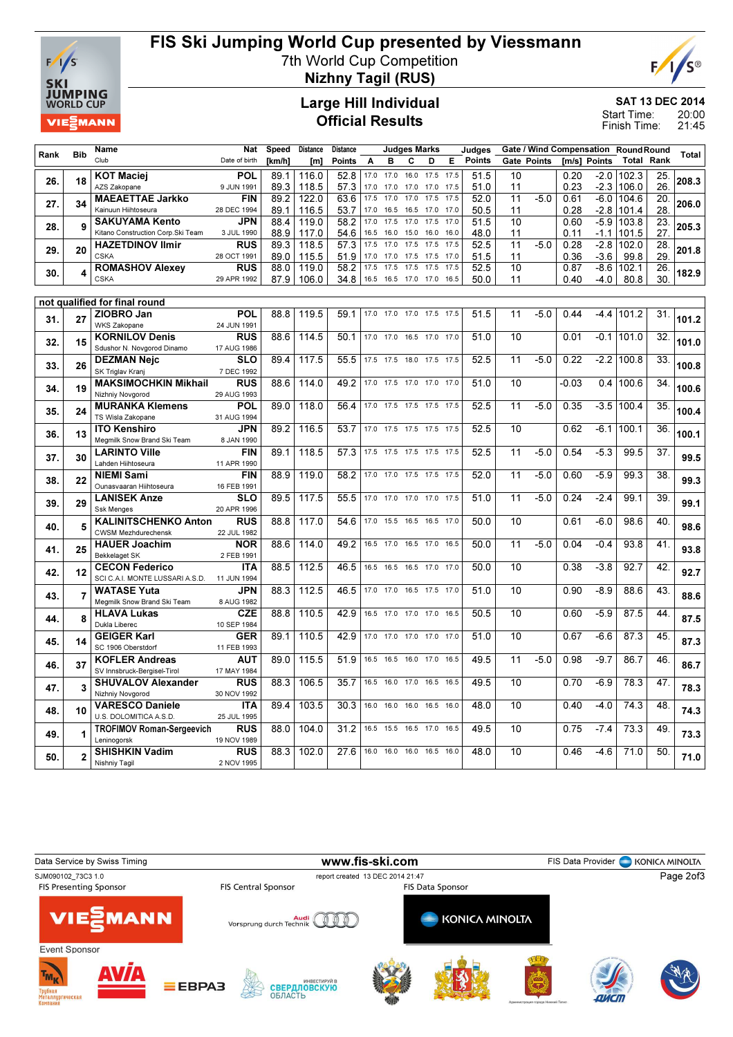# FIS Ski Jumping World Cup presented by Viessmann

7th World Cup Competition
**Nizhny Tagil (RUS)**

## Large Hill Individual
## Official Results

**SAT 13 DEC 2014**
Start Time: 20:00
Finish Time: 21:45

| Rank | Bib | Name / Club | Nat / Date of birth | Speed [km/h] | Distance [m] | Distance Points | A | B | C | D | E | Judges Points | Gate | Gate Points | Wind [m/s] | Wind Points | Round Total | Round Rank | Total |
|---|---|---|---|---|---|---|---|---|---|---|---|---|---|---|---|---|---|---|---|
| 26. | 18 | KOT Maciej / AZS Zakopane | POL / 9 JUN 1991 | 89.1 | 116.0 | 52.8 | 17.0 | 17.0 | 16.0 | 17.5 | 17.5 | 51.5 | 10 | | 0.20 | -2.0 | 102.3 | 25. | 208.3 |
| | | | | 89.3 | 118.5 | 57.3 | 17.0 | 17.0 | 17.0 | 17.0 | 17.5 | 51.0 | 11 | | 0.23 | -2.3 | 106.0 | 26. | |
| 27. | 34 | MAEAETTAE Jarkko / Kainuun Hiihtoseura | FIN / 28 DEC 1994 | 89.2 | 122.0 | 63.6 | 17.5 | 17.0 | 17.0 | 17.5 | 17.5 | 52.0 | 11 | -5.0 | 0.61 | -6.0 | 104.6 | 20. | 206.0 |
| | | | | 89.1 | 116.5 | 53.7 | 17.0 | 16.5 | 16.5 | 17.0 | 17.0 | 50.5 | 11 | | 0.28 | -2.8 | 101.4 | 28. | |
| 28. | 9 | SAKUYAMA Kento / Kitano Construction Corp.Ski Team | JPN / 3 JUL 1990 | 88.4 | 119.0 | 58.2 | 17.0 | 17.5 | 17.0 | 17.5 | 17.0 | 51.5 | 10 | | 0.60 | -5.9 | 103.8 | 23. | 205.3 |
| | | | | 88.9 | 117.0 | 54.6 | 16.5 | 16.0 | 15.0 | 16.0 | 16.0 | 48.0 | 11 | | 0.11 | -1.1 | 101.5 | 27. | |
| 29. | 20 | HAZETDINOV Ilmir / CSKA | RUS / 28 OCT 1991 | 89.3 | 118.5 | 57.3 | 17.5 | 17.0 | 17.5 | 17.5 | 17.5 | 52.5 | 11 | -5.0 | 0.28 | -2.8 | 102.0 | 28. | 201.8 |
| | | | | 89.0 | 115.5 | 51.9 | 17.0 | 17.0 | 17.5 | 17.5 | 17.0 | 51.5 | 11 | | 0.36 | -3.6 | 99.8 | 29. | |
| 30. | 4 | ROMASHOV Alexey / CSKA | RUS / 29 APR 1992 | 88.0 | 119.0 | 58.2 | 17.5 | 17.5 | 17.5 | 17.5 | 17.5 | 52.5 | 10 | | 0.87 | -8.6 | 102.1 | 26. | 182.9 |
| | | | | 87.9 | 106.0 | 34.8 | 16.5 | 16.5 | 17.0 | 17.0 | 16.5 | 50.0 | 11 | | 0.40 | -4.0 | 80.8 | 30. | |

**not qualified for final round**

| Rank | Bib | Name / Club | Nat / Date of birth | Speed [km/h] | Distance [m] | Distance Points | A | B | C | D | E | Judges Points | Gate | Gate Points | Wind [m/s] | Wind Points | Round Total | Round Rank | Total |
|---|---|---|---|---|---|---|---|---|---|---|---|---|---|---|---|---|---|---|---|
| 31. | 27 | ZIOBRO Jan / WKS Zakopane | POL / 24 JUN 1991 | 88.8 | 119.5 | 59.1 | 17.0 | 17.0 | 17.0 | 17.5 | 17.5 | 51.5 | 11 | -5.0 | 0.44 | -4.4 | 101.2 | 31. | 101.2 |
| 32. | 15 | KORNILOV Denis / Sdushor N. Novgorod Dinamo | RUS / 17 AUG 1986 | 88.6 | 114.5 | 50.1 | 17.0 | 17.0 | 16.5 | 17.0 | 17.0 | 51.0 | 10 | | 0.01 | -0.1 | 101.0 | 32. | 101.0 |
| 33. | 26 | DEZMAN Nejc / SK Triglav Kranj | SLO / 7 DEC 1992 | 89.4 | 117.5 | 55.5 | 17.5 | 17.5 | 18.0 | 17.5 | 17.5 | 52.5 | 11 | -5.0 | 0.22 | -2.2 | 100.8 | 33. | 100.8 |
| 34. | 19 | MAKSIMOCHKIN Mikhail / Nizhniy Novgorod | RUS / 29 AUG 1993 | 88.6 | 114.0 | 49.2 | 17.0 | 17.5 | 17.0 | 17.0 | 17.0 | 51.0 | 10 | | -0.03 | 0.4 | 100.6 | 34. | 100.6 |
| 35. | 24 | MURANKA Klemens / TS Wisla Zakopane | POL / 31 AUG 1994 | 89.0 | 118.0 | 56.4 | 17.0 | 17.5 | 17.5 | 17.5 | 17.5 | 52.5 | 11 | -5.0 | 0.35 | -3.5 | 100.4 | 35. | 100.4 |
| 36. | 13 | ITO Kenshiro / Megmilk Snow Brand Ski Team | JPN / 8 JAN 1990 | 89.2 | 116.5 | 53.7 | 17.0 | 17.5 | 17.5 | 17.5 | 17.5 | 52.5 | 10 | | 0.62 | -6.1 | 100.1 | 36. | 100.1 |
| 37. | 30 | LARINTO Ville / Lahden Hiihtoseura | FIN / 11 APR 1990 | 89.1 | 118.5 | 57.3 | 17.5 | 17.5 | 17.5 | 17.5 | 17.5 | 52.5 | 11 | -5.0 | 0.54 | -5.3 | 99.5 | 37. | 99.5 |
| 38. | 22 | NIEMI Sami / Ounasvaaran Hiihtoseura | FIN / 16 FEB 1991 | 88.9 | 119.0 | 58.2 | 17.0 | 17.0 | 17.5 | 17.5 | 17.5 | 52.0 | 11 | -5.0 | 0.60 | -5.9 | 99.3 | 38. | 99.3 |
| 39. | 29 | LANISEK Anze / Ssk Menges | SLO / 20 APR 1996 | 89.5 | 117.5 | 55.5 | 17.0 | 17.0 | 17.0 | 17.0 | 17.5 | 51.0 | 11 | -5.0 | 0.24 | -2.4 | 99.1 | 39. | 99.1 |
| 40. | 5 | KALINITSCHENKO Anton / CWSM Mezhdurechensk | RUS / 22 JUL 1982 | 88.8 | 117.0 | 54.6 | 17.0 | 15.5 | 16.5 | 16.5 | 17.0 | 50.0 | 10 | | 0.61 | -6.0 | 98.6 | 40. | 98.6 |
| 41. | 25 | HAUER Joachim / Bekkelaget SK | NOR / 2 FEB 1991 | 88.6 | 114.0 | 49.2 | 16.5 | 17.0 | 16.5 | 17.0 | 16.5 | 50.0 | 11 | -5.0 | 0.04 | -0.4 | 93.8 | 41. | 93.8 |
| 42. | 12 | CECON Federico / SCI C.A.I. MONTE LUSSARI A.S.D. | ITA / 11 JUN 1994 | 88.5 | 112.5 | 46.5 | 16.5 | 16.5 | 16.5 | 17.0 | 17.0 | 50.0 | 10 | | 0.38 | -3.8 | 92.7 | 42. | 92.7 |
| 43. | 7 | WATASE Yuta / Megmilk Snow Brand Ski Team | JPN / 8 AUG 1982 | 88.3 | 112.5 | 46.5 | 17.0 | 17.0 | 16.5 | 17.5 | 17.0 | 51.0 | 10 | | 0.90 | -8.9 | 88.6 | 43. | 88.6 |
| 44. | 8 | HLAVA Lukas / Dukla Liberec | CZE / 10 SEP 1984 | 88.8 | 110.5 | 42.9 | 16.5 | 17.0 | 17.0 | 17.0 | 16.5 | 50.5 | 10 | | 0.60 | -5.9 | 87.5 | 44. | 87.5 |
| 45. | 14 | GEIGER Karl / SC 1906 Oberstdorf | GER / 11 FEB 1993 | 89.1 | 110.5 | 42.9 | 17.0 | 17.0 | 17.0 | 17.0 | 17.0 | 51.0 | 10 | | 0.67 | -6.6 | 87.3 | 45. | 87.3 |
| 46. | 37 | KOFLER Andreas / SV Innsbruck-Bergisel-Tirol | AUT / 17 MAY 1984 | 89.0 | 115.5 | 51.9 | 16.5 | 16.5 | 16.0 | 17.0 | 16.5 | 49.5 | 11 | -5.0 | 0.98 | -9.7 | 86.7 | 46. | 86.7 |
| 47. | 3 | SHUVALOV Alexander / Nizhniy Novgorod | RUS / 30 NOV 1992 | 88.3 | 106.5 | 35.7 | 16.5 | 16.0 | 17.0 | 16.5 | 16.5 | 49.5 | 10 | | 0.70 | -6.9 | 78.3 | 47. | 78.3 |
| 48. | 10 | VARESCO Daniele / U.S. DOLOMITICA A.S.D. | ITA / 25 JUL 1995 | 89.4 | 103.5 | 30.3 | 16.0 | 16.0 | 16.0 | 16.5 | 16.0 | 48.0 | 10 | | 0.40 | -4.0 | 74.3 | 48. | 74.3 |
| 49. | 1 | TROFIMOV Roman-Sergeevich / Leninogorsk | RUS / 19 NOV 1989 | 88.0 | 104.0 | 31.2 | 16.5 | 15.5 | 16.5 | 17.0 | 16.5 | 49.5 | 10 | | 0.75 | -7.4 | 73.3 | 49. | 73.3 |
| 50. | 2 | SHISHKIN Vadim / Nishniy Tagil | RUS / 2 NOV 1995 | 88.3 | 102.0 | 27.6 | 16.0 | 16.0 | 16.0 | 16.5 | 16.0 | 48.0 | 10 | | 0.46 | -4.6 | 71.0 | 50. | 71.0 |

Data Service by Swiss Timing — www.fis-ski.com — FIS Data Provider KONICA MINOLTA

SJM090102_73C3 1.0 — report created 13 DEC 2014 21:47

FIS Presenting Sponsor: VIESSMANN — FIS Central Sponsor: Audi Vorsprung durch Technik — FIS Data Sponsor: KONICA MINOLTA

Event Sponsor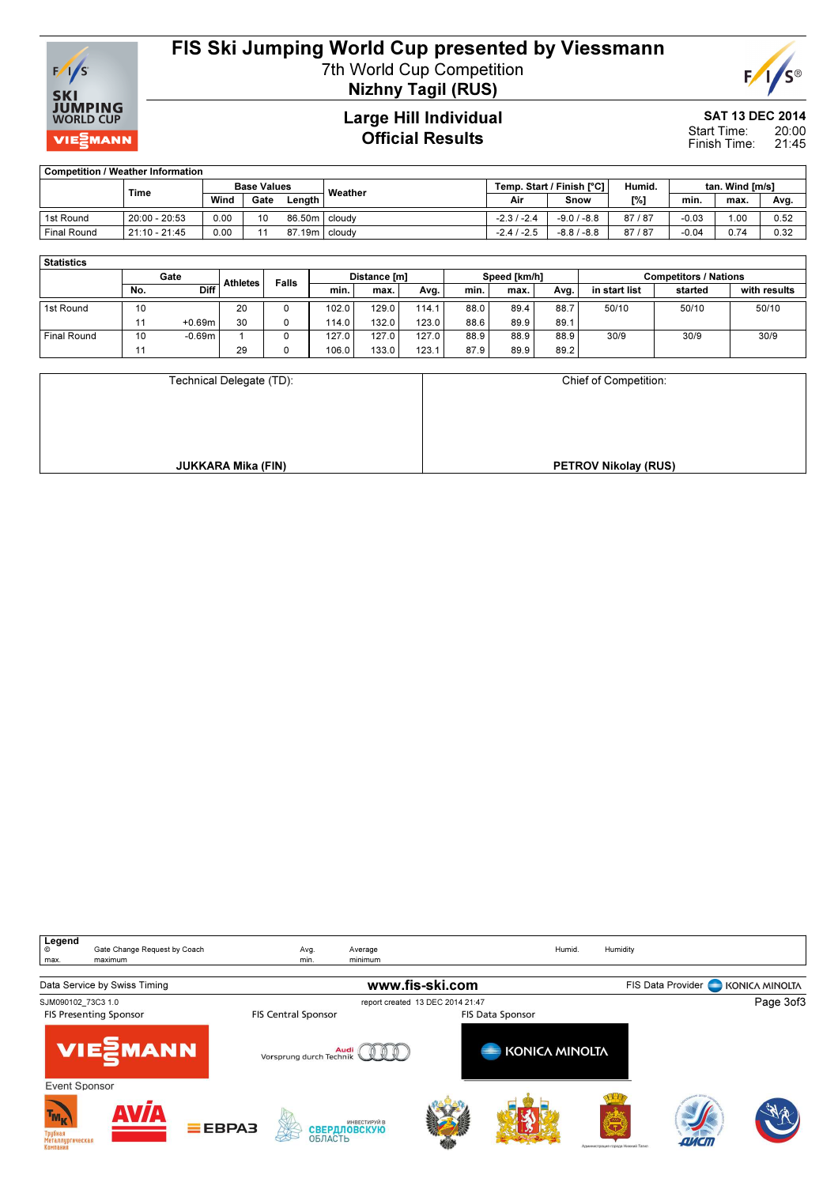# FIS Ski Jumping World Cup presented by Viessmann

7th World Cup Competition

**Nizhny Tagil (RUS)**

## Large Hill Individual
## Official Results

**SAT 13 DEC 2014**
Start Time: 20:00
Finish Time: 21:45

**Competition / Weather Information**

| | Time | Base Values | | | Weather | Temp. Start / Finish [°C] | | Humid. | tan. Wind [m/s] | | |
|---|---|---|---|---|---|---|---|---|---|---|---|
| | | Wind | Gate | Length | | Air | Snow | [%] | min. | max. | Avg. |
| 1st Round | 20:00 - 20:53 | 0.00 | 10 | 86.50m | cloudy | -2.3 / -2.4 | -9.0 / -8.8 | 87 / 87 | -0.03 | 1.00 | 0.52 |
| Final Round | 21:10 - 21:45 | 0.00 | 11 | 87.19m | cloudy | -2.4 / -2.5 | -8.8 / -8.8 | 87 / 87 | -0.04 | 0.74 | 0.32 |

**Statistics**

| | Gate | | Athletes | Falls | Distance [m] | | | Speed [km/h] | | | Competitors / Nations | | |
|---|---|---|---|---|---|---|---|---|---|---|---|---|---|
| | No. | Diff | | | min. | max. | Avg. | min. | max. | Avg. | in start list | started | with results |
| 1st Round | 10 | | 20 | 0 | 102.0 | 129.0 | 114.1 | 88.0 | 89.4 | 88.7 | 50/10 | 50/10 | 50/10 |
| | 11 | +0.69m | 30 | 0 | 114.0 | 132.0 | 123.0 | 88.6 | 89.9 | 89.1 | | | |
| Final Round | 10 | -0.69m | 1 | 0 | 127.0 | 127.0 | 127.0 | 88.9 | 88.9 | 88.9 | 30/9 | 30/9 | 30/9 |
| | 11 | | 29 | 0 | 106.0 | 133.0 | 123.1 | 87.9 | 89.9 | 89.2 | | | |

| Technical Delegate (TD): | Chief of Competition: |
|---|---|
| **JUKKARA Mika (FIN)** | **PETROV Nikolay (RUS)** |

**Legend**

| | | | | | |
|---|---|---|---|---|---|
| © | Gate Change Request by Coach | Avg. | Average | Humid. | Humidity |
| max. | maximum | min. | minimum | | |

Data Service by Swiss Timing — www.fis-ski.com — FIS Data Provider KONICA MINOLTA

SJM090102_73C3 1.0 — report created 13 DEC 2014 21:47

FIS Presenting Sponsor — FIS Central Sponsor — FIS Data Sponsor

Event Sponsor